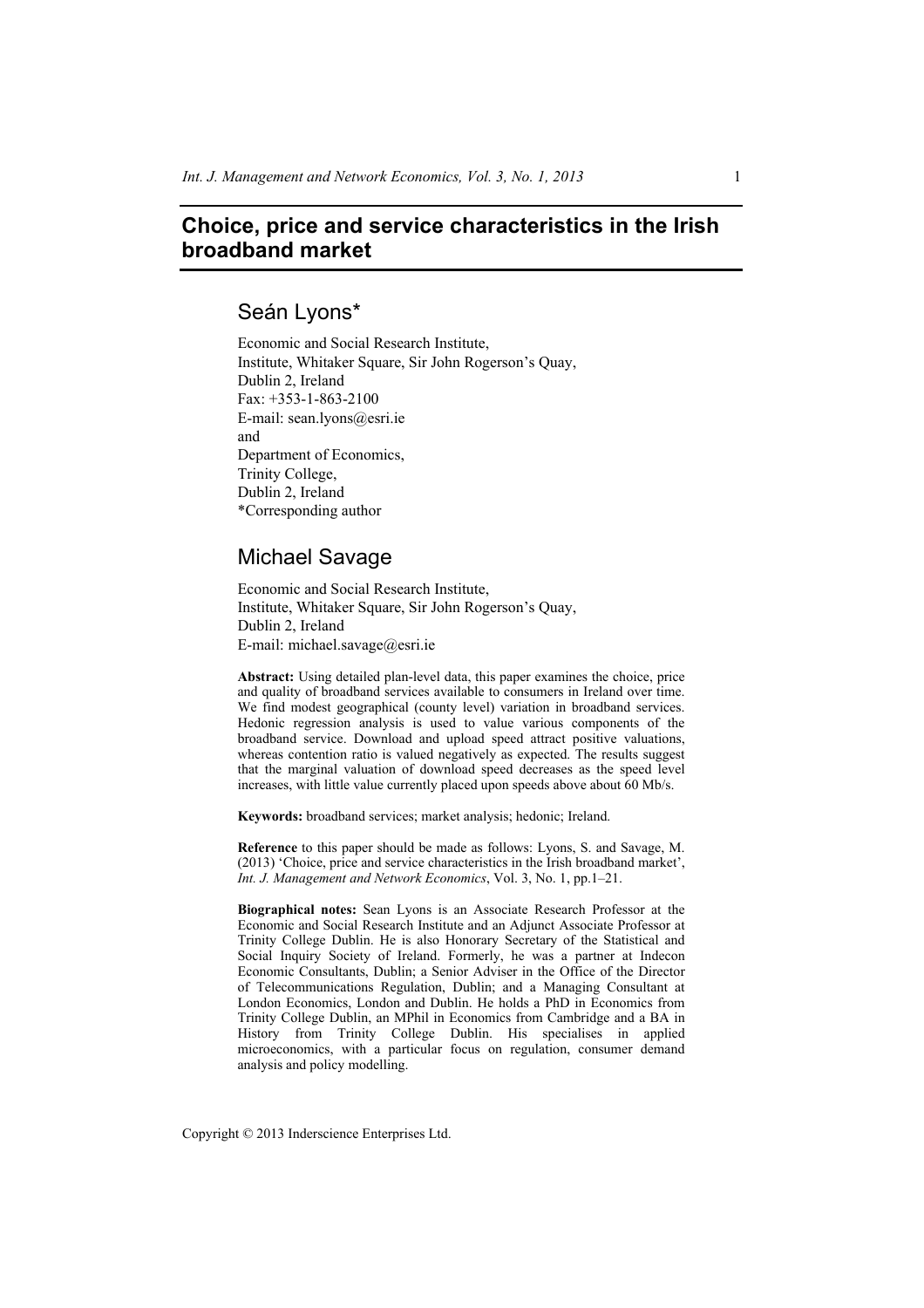# Choice, price and service characteristics in the Irish broadband market

## Seán Lyons*

Economic and Social Research Institute,
Institute, Whitaker Square, Sir John Rogerson's Quay,
Dublin 2, Ireland
Fax: +353-1-863-2100
E-mail: sean.lyons@esri.ie
and
Department of Economics,
Trinity College,
Dublin 2, Ireland
*Corresponding author

## Michael Savage

Economic and Social Research Institute,
Institute, Whitaker Square, Sir John Rogerson's Quay,
Dublin 2, Ireland
E-mail: michael.savage@esri.ie

**Abstract:** Using detailed plan-level data, this paper examines the choice, price and quality of broadband services available to consumers in Ireland over time. We find modest geographical (county level) variation in broadband services. Hedonic regression analysis is used to value various components of the broadband service. Download and upload speed attract positive valuations, whereas contention ratio is valued negatively as expected. The results suggest that the marginal valuation of download speed decreases as the speed level increases, with little value currently placed upon speeds above about 60 Mb/s.

**Keywords:** broadband services; market analysis; hedonic; Ireland.

**Reference** to this paper should be made as follows: Lyons, S. and Savage, M. (2013) 'Choice, price and service characteristics in the Irish broadband market', *Int. J. Management and Network Economics*, Vol. 3, No. 1, pp.1–21.

**Biographical notes:** Sean Lyons is an Associate Research Professor at the Economic and Social Research Institute and an Adjunct Associate Professor at Trinity College Dublin. He is also Honorary Secretary of the Statistical and Social Inquiry Society of Ireland. Formerly, he was a partner at Indecon Economic Consultants, Dublin; a Senior Adviser in the Office of the Director of Telecommunications Regulation, Dublin; and a Managing Consultant at London Economics, London and Dublin. He holds a PhD in Economics from Trinity College Dublin, an MPhil in Economics from Cambridge and a BA in History from Trinity College Dublin. His specialises in applied microeconomics, with a particular focus on regulation, consumer demand analysis and policy modelling.

Copyright © 2013 Inderscience Enterprises Ltd.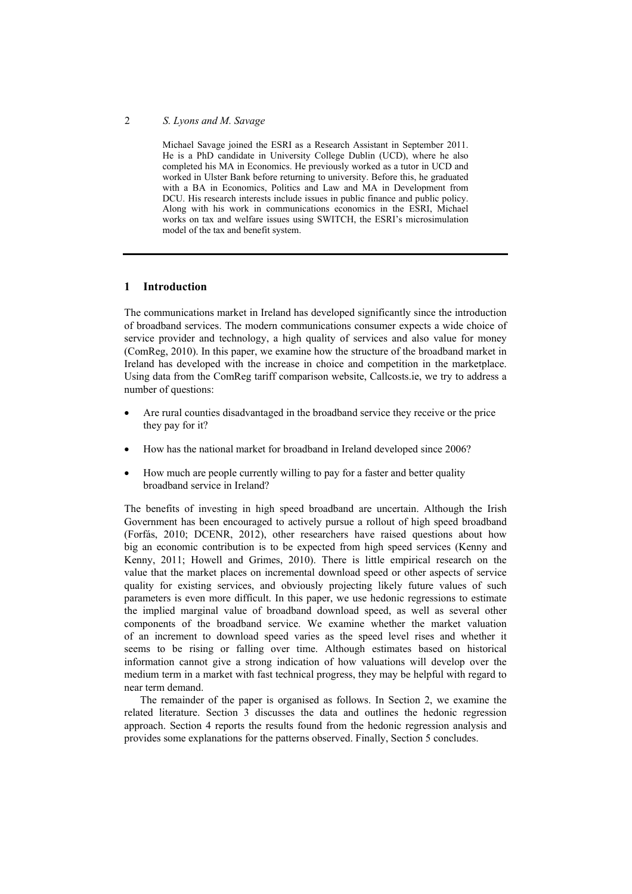Michael Savage joined the ESRI as a Research Assistant in September 2011. He is a PhD candidate in University College Dublin (UCD), where he also completed his MA in Economics. He previously worked as a tutor in UCD and worked in Ulster Bank before returning to university. Before this, he graduated with a BA in Economics, Politics and Law and MA in Development from DCU. His research interests include issues in public finance and public policy. Along with his work in communications economics in the ESRI, Michael works on tax and welfare issues using SWITCH, the ESRI's microsimulation model of the tax and benefit system.

## 1 Introduction

The communications market in Ireland has developed significantly since the introduction of broadband services. The modern communications consumer expects a wide choice of service provider and technology, a high quality of services and also value for money (ComReg, 2010). In this paper, we examine how the structure of the broadband market in Ireland has developed with the increase in choice and competition in the marketplace. Using data from the ComReg tariff comparison website, Callcosts.ie, we try to address a number of questions:

- Are rural counties disadvantaged in the broadband service they receive or the price they pay for it?
- How has the national market for broadband in Ireland developed since 2006?
- How much are people currently willing to pay for a faster and better quality broadband service in Ireland?

The benefits of investing in high speed broadband are uncertain. Although the Irish Government has been encouraged to actively pursue a rollout of high speed broadband (Forfás, 2010; DCENR, 2012), other researchers have raised questions about how big an economic contribution is to be expected from high speed services (Kenny and Kenny, 2011; Howell and Grimes, 2010). There is little empirical research on the value that the market places on incremental download speed or other aspects of service quality for existing services, and obviously projecting likely future values of such parameters is even more difficult. In this paper, we use hedonic regressions to estimate the implied marginal value of broadband download speed, as well as several other components of the broadband service. We examine whether the market valuation of an increment to download speed varies as the speed level rises and whether it seems to be rising or falling over time. Although estimates based on historical information cannot give a strong indication of how valuations will develop over the medium term in a market with fast technical progress, they may be helpful with regard to near term demand.

The remainder of the paper is organised as follows. In Section 2, we examine the related literature. Section 3 discusses the data and outlines the hedonic regression approach. Section 4 reports the results found from the hedonic regression analysis and provides some explanations for the patterns observed. Finally, Section 5 concludes.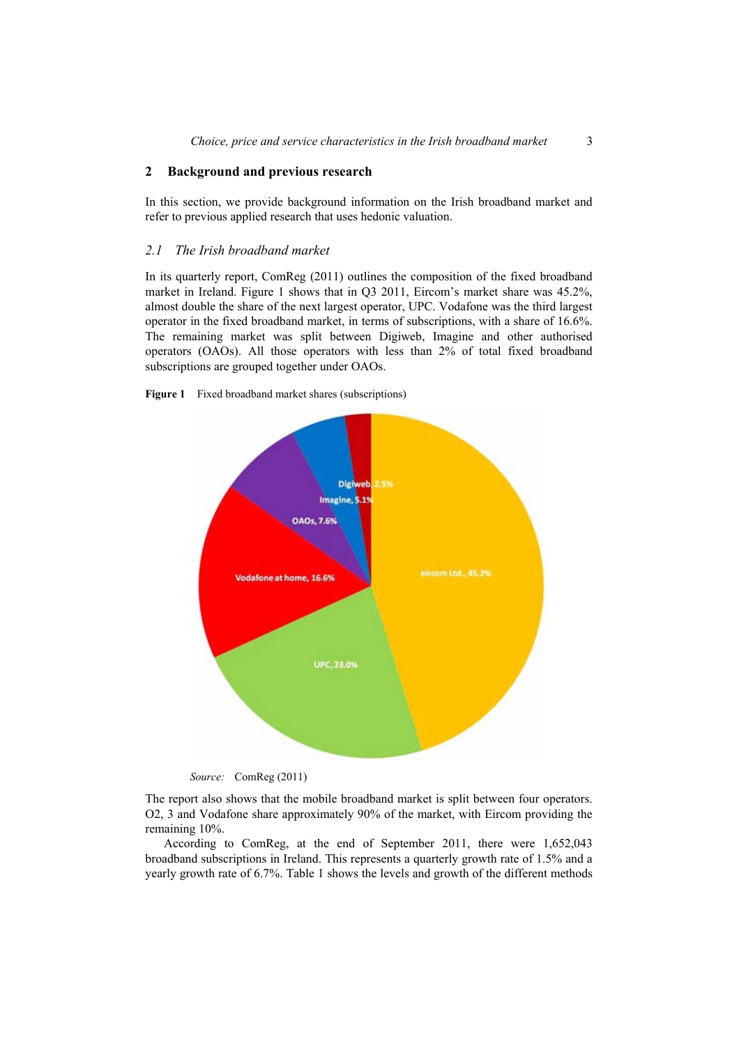## 2 Background and previous research

In this section, we provide background information on the Irish broadband market and refer to previous applied research that uses hedonic valuation.

### *2.1 The Irish broadband market*

In its quarterly report, ComReg (2011) outlines the composition of the fixed broadband market in Ireland. Figure 1 shows that in Q3 2011, Eircom's market share was 45.2%, almost double the share of the next largest operator, UPC. Vodafone was the third largest operator in the fixed broadband market, in terms of subscriptions, with a share of 16.6%. The remaining market was split between Digiweb, Imagine and other authorised operators (OAOs). All those operators with less than 2% of total fixed broadband subscriptions are grouped together under OAOs.

**Figure 1** Fixed broadband market shares (subscriptions)

Source: ComReg (2011)

The report also shows that the mobile broadband market is split between four operators. O2, 3 and Vodafone share approximately 90% of the market, with Eircom providing the remaining 10%.

According to ComReg, at the end of September 2011, there were 1,652,043 broadband subscriptions in Ireland. This represents a quarterly growth rate of 1.5% and a yearly growth rate of 6.7%. Table 1 shows the levels and growth of the different methods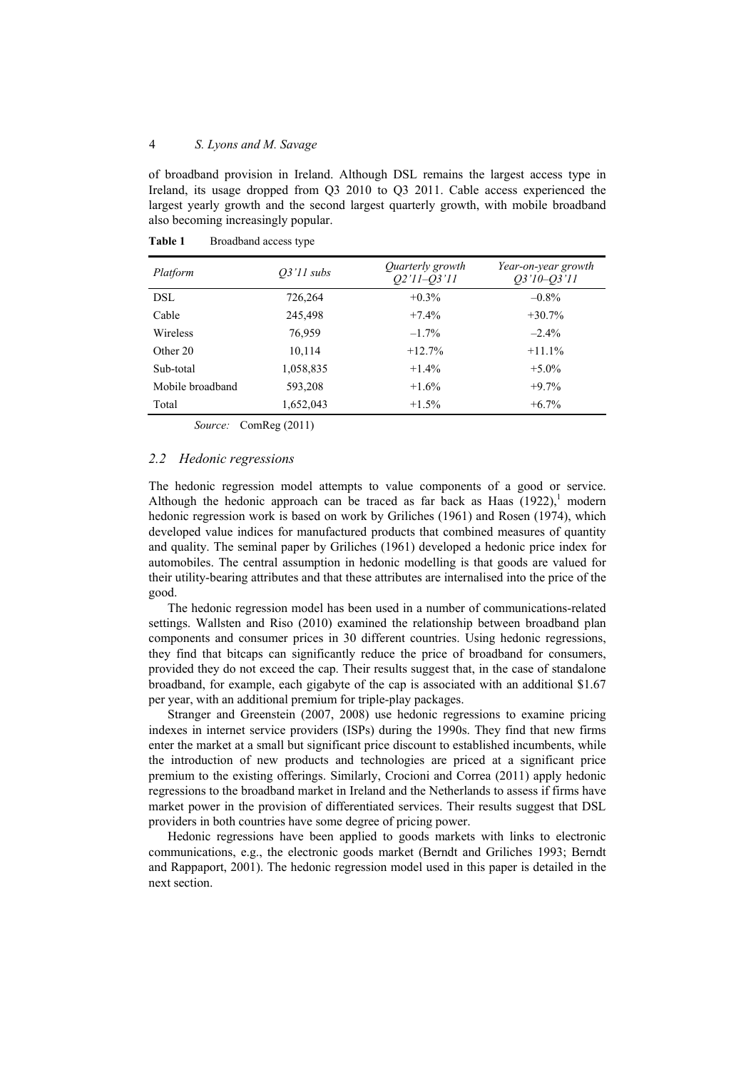of broadband provision in Ireland. Although DSL remains the largest access type in Ireland, its usage dropped from Q3 2010 to Q3 2011. Cable access experienced the largest yearly growth and the second largest quarterly growth, with mobile broadband also becoming increasingly popular.

**Table 1** Broadband access type

| *Platform* | *Q3'11 subs* | *Quarterly growth Q2'11–Q3'11* | *Year-on-year growth Q3'10–Q3'11* |
|---|---|---|---|
| DSL | 726,264 | +0.3% | –0.8% |
| Cable | 245,498 | +7.4% | +30.7% |
| Wireless | 76,959 | –1.7% | –2.4% |
| Other 20 | 10,114 | +12.7% | +11.1% |
| Sub-total | 1,058,835 | +1.4% | +5.0% |
| Mobile broadband | 593,208 | +1.6% | +9.7% |
| Total | 1,652,043 | +1.5% | +6.7% |

*Source:* ComReg (2011)

## *2.2 Hedonic regressions*

The hedonic regression model attempts to value components of a good or service. Although the hedonic approach can be traced as far back as Haas (1922),[1] modern hedonic regression work is based on work by Griliches (1961) and Rosen (1974), which developed value indices for manufactured products that combined measures of quantity and quality. The seminal paper by Griliches (1961) developed a hedonic price index for automobiles. The central assumption in hedonic modelling is that goods are valued for their utility-bearing attributes and that these attributes are internalised into the price of the good.

The hedonic regression model has been used in a number of communications-related settings. Wallsten and Riso (2010) examined the relationship between broadband plan components and consumer prices in 30 different countries. Using hedonic regressions, they find that bitcaps can significantly reduce the price of broadband for consumers, provided they do not exceed the cap. Their results suggest that, in the case of standalone broadband, for example, each gigabyte of the cap is associated with an additional $1.67 per year, with an additional premium for triple-play packages.

Stranger and Greenstein (2007, 2008) use hedonic regressions to examine pricing indexes in internet service providers (ISPs) during the 1990s. They find that new firms enter the market at a small but significant price discount to established incumbents, while the introduction of new products and technologies are priced at a significant price premium to the existing offerings. Similarly, Crocioni and Correa (2011) apply hedonic regressions to the broadband market in Ireland and the Netherlands to assess if firms have market power in the provision of differentiated services. Their results suggest that DSL providers in both countries have some degree of pricing power.

Hedonic regressions have been applied to goods markets with links to electronic communications, e.g., the electronic goods market (Berndt and Griliches 1993; Berndt and Rappaport, 2001). The hedonic regression model used in this paper is detailed in the next section.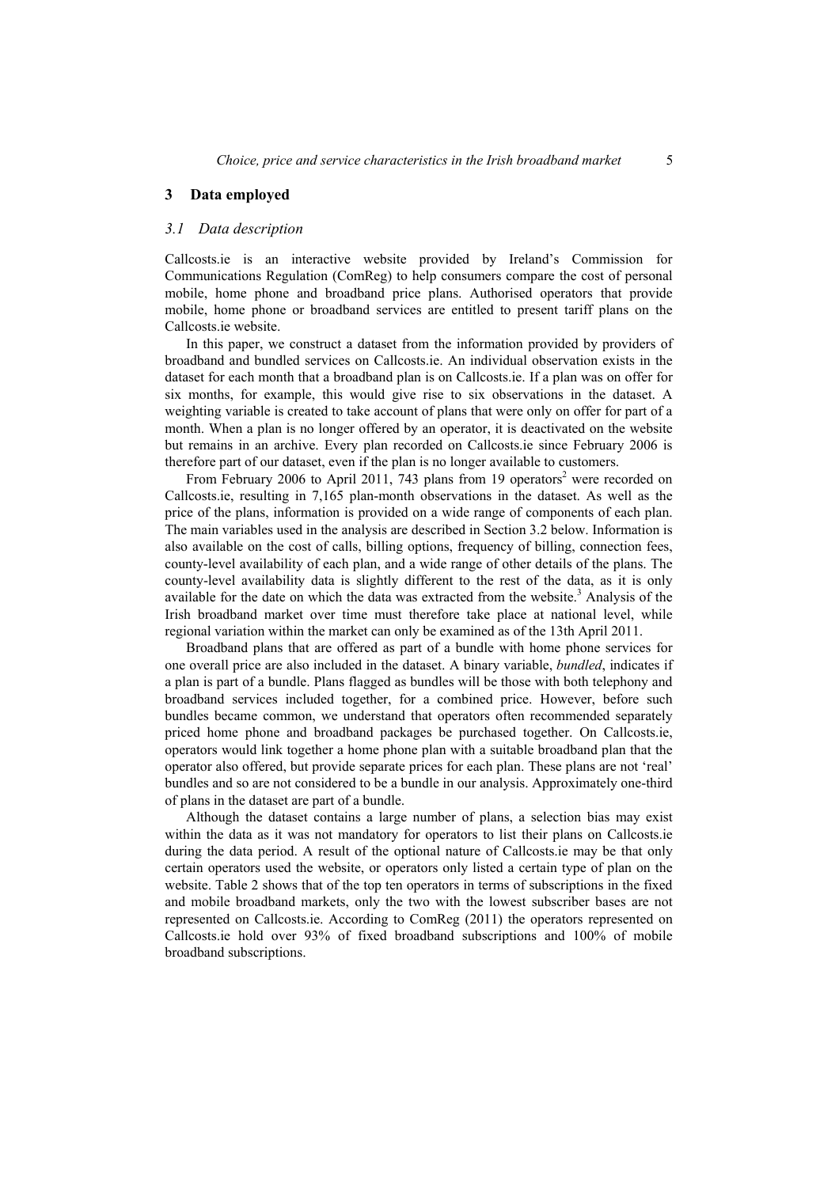## 3 Data employed

### 3.1 Data description

Callcosts.ie is an interactive website provided by Ireland's Commission for Communications Regulation (ComReg) to help consumers compare the cost of personal mobile, home phone and broadband price plans. Authorised operators that provide mobile, home phone or broadband services are entitled to present tariff plans on the Callcosts.ie website.

In this paper, we construct a dataset from the information provided by providers of broadband and bundled services on Callcosts.ie. An individual observation exists in the dataset for each month that a broadband plan is on Callcosts.ie. If a plan was on offer for six months, for example, this would give rise to six observations in the dataset. A weighting variable is created to take account of plans that were only on offer for part of a month. When a plan is no longer offered by an operator, it is deactivated on the website but remains in an archive. Every plan recorded on Callcosts.ie since February 2006 is therefore part of our dataset, even if the plan is no longer available to customers.

From February 2006 to April 2011, 743 plans from 19 operators[2] were recorded on Callcosts.ie, resulting in 7,165 plan-month observations in the dataset. As well as the price of the plans, information is provided on a wide range of components of each plan. The main variables used in the analysis are described in Section 3.2 below. Information is also available on the cost of calls, billing options, frequency of billing, connection fees, county-level availability of each plan, and a wide range of other details of the plans. The county-level availability data is slightly different to the rest of the data, as it is only available for the date on which the data was extracted from the website.[3] Analysis of the Irish broadband market over time must therefore take place at national level, while regional variation within the market can only be examined as of the 13th April 2011.

Broadband plans that are offered as part of a bundle with home phone services for one overall price are also included in the dataset. A binary variable, *bundled*, indicates if a plan is part of a bundle. Plans flagged as bundles will be those with both telephony and broadband services included together, for a combined price. However, before such bundles became common, we understand that operators often recommended separately priced home phone and broadband packages be purchased together. On Callcosts.ie, operators would link together a home phone plan with a suitable broadband plan that the operator also offered, but provide separate prices for each plan. These plans are not 'real' bundles and so are not considered to be a bundle in our analysis. Approximately one-third of plans in the dataset are part of a bundle.

Although the dataset contains a large number of plans, a selection bias may exist within the data as it was not mandatory for operators to list their plans on Callcosts.ie during the data period. A result of the optional nature of Callcosts.ie may be that only certain operators used the website, or operators only listed a certain type of plan on the website. Table 2 shows that of the top ten operators in terms of subscriptions in the fixed and mobile broadband markets, only the two with the lowest subscriber bases are not represented on Callcosts.ie. According to ComReg (2011) the operators represented on Callcosts.ie hold over 93% of fixed broadband subscriptions and 100% of mobile broadband subscriptions.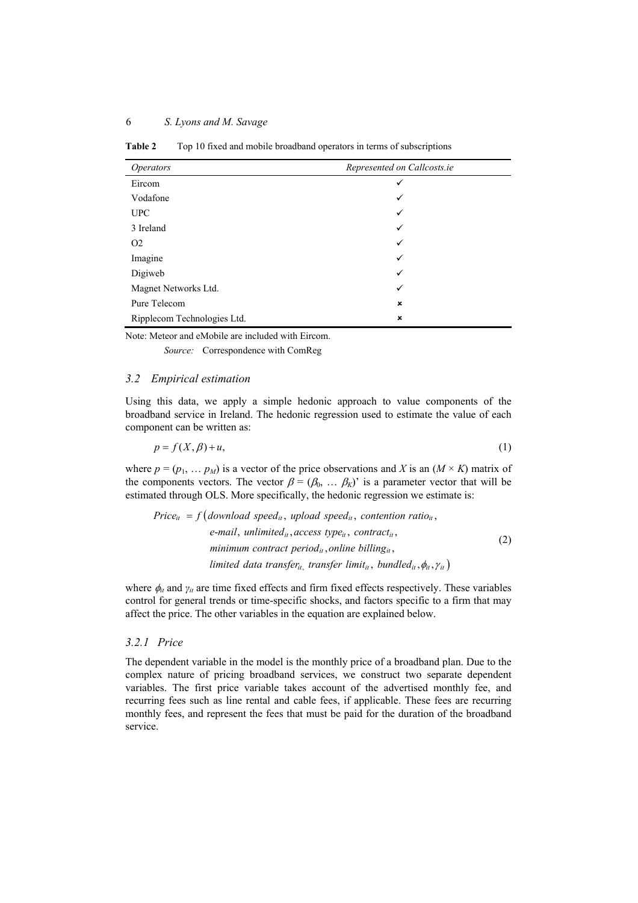**Table 2** Top 10 fixed and mobile broadband operators in terms of subscriptions

| *Operators* | *Represented on Callcosts.ie* |
|---|---|
| Eircom | ✓ |
| Vodafone | ✓ |
| UPC | ✓ |
| 3 Ireland | ✓ |
| O2 | ✓ |
| Imagine | ✓ |
| Digiweb | ✓ |
| Magnet Networks Ltd. | ✓ |
| Pure Telecom | × |
| Ripplecom Technologies Ltd. | × |

Note: Meteor and eMobile are included with Eircom.

*Source:* Correspondence with ComReg

### 3.2 Empirical estimation

Using this data, we apply a simple hedonic approach to value components of the broadband service in Ireland. The hedonic regression used to estimate the value of each component can be written as:

$$p = f(X, \beta) + u, \tag{1}$$

where $p = (p_1, \ldots p_M)$ is a vector of the price observations and $X$ is an $(M \times K)$ matrix of the components vectors. The vector $\beta = (\beta_0, \ldots \beta_K)$' is a parameter vector that will be estimated through OLS. More specifically, the hedonic regression we estimate is:

$$\begin{aligned} Price_{it} = f\big(&download\ speed_{it},\ upload\ speed_{it},\ contention\ ratio_{it}, \\ &e\text{-}mail,\ unlimited_{it}, access\ type_{it},\ contract_{it}, \\ &minimum\ contract\ period_{it}, online\ billing_{it}, \\ &limited\ data\ transfer_{it},\ transfer\ limit_{it},\ bundled_{it}, \phi_{it}, \gamma_{it}\big) \end{aligned} \tag{2}$$

where $\phi_{it}$ and $\gamma_{it}$ are time fixed effects and firm fixed effects respectively. These variables control for general trends or time-specific shocks, and factors specific to a firm that may affect the price. The other variables in the equation are explained below.

#### 3.2.1 Price

The dependent variable in the model is the monthly price of a broadband plan. Due to the complex nature of pricing broadband services, we construct two separate dependent variables. The first price variable takes account of the advertised monthly fee, and recurring fees such as line rental and cable fees, if applicable. These fees are recurring monthly fees, and represent the fees that must be paid for the duration of the broadband service.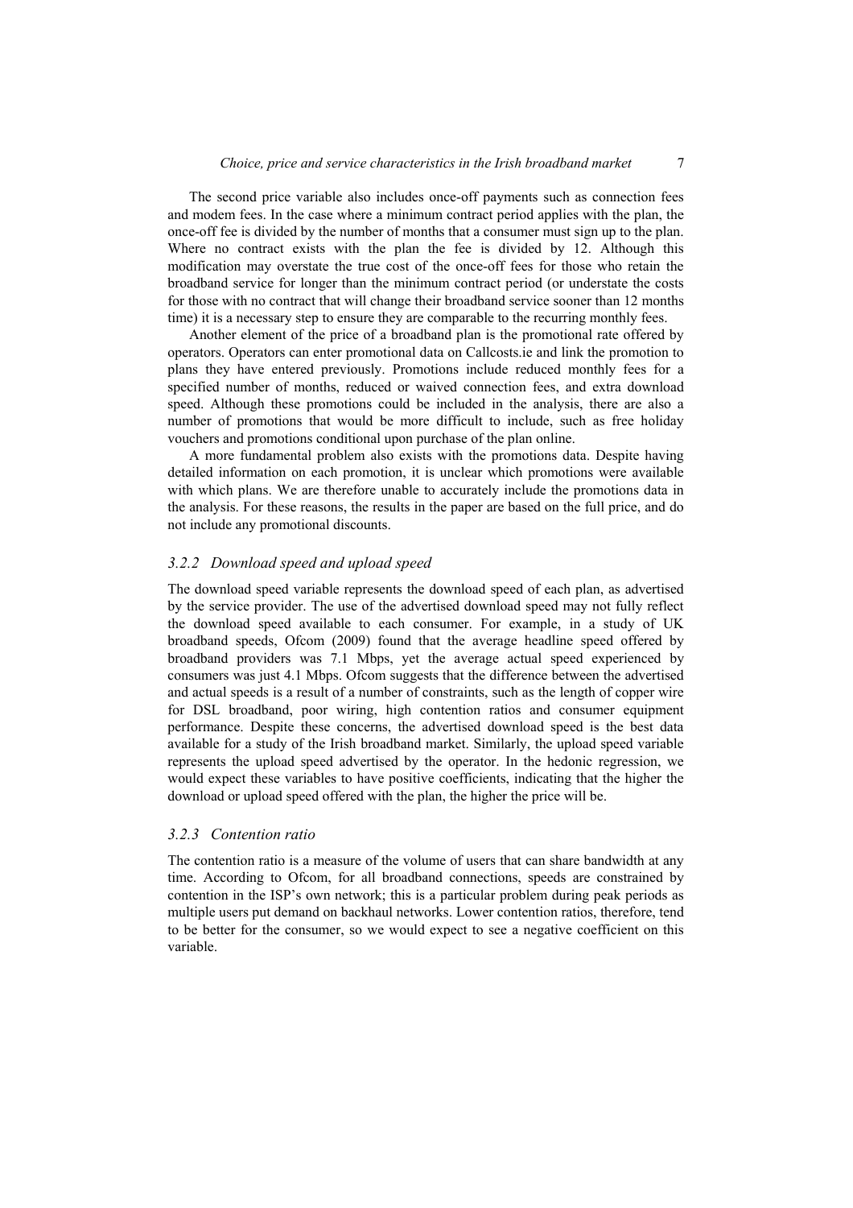The second price variable also includes once-off payments such as connection fees and modem fees. In the case where a minimum contract period applies with the plan, the once-off fee is divided by the number of months that a consumer must sign up to the plan. Where no contract exists with the plan the fee is divided by 12. Although this modification may overstate the true cost of the once-off fees for those who retain the broadband service for longer than the minimum contract period (or understate the costs for those with no contract that will change their broadband service sooner than 12 months time) it is a necessary step to ensure they are comparable to the recurring monthly fees.

Another element of the price of a broadband plan is the promotional rate offered by operators. Operators can enter promotional data on Callcosts.ie and link the promotion to plans they have entered previously. Promotions include reduced monthly fees for a specified number of months, reduced or waived connection fees, and extra download speed. Although these promotions could be included in the analysis, there are also a number of promotions that would be more difficult to include, such as free holiday vouchers and promotions conditional upon purchase of the plan online.

A more fundamental problem also exists with the promotions data. Despite having detailed information on each promotion, it is unclear which promotions were available with which plans. We are therefore unable to accurately include the promotions data in the analysis. For these reasons, the results in the paper are based on the full price, and do not include any promotional discounts.

### *3.2.2 Download speed and upload speed*

The download speed variable represents the download speed of each plan, as advertised by the service provider. The use of the advertised download speed may not fully reflect the download speed available to each consumer. For example, in a study of UK broadband speeds, Ofcom (2009) found that the average headline speed offered by broadband providers was 7.1 Mbps, yet the average actual speed experienced by consumers was just 4.1 Mbps. Ofcom suggests that the difference between the advertised and actual speeds is a result of a number of constraints, such as the length of copper wire for DSL broadband, poor wiring, high contention ratios and consumer equipment performance. Despite these concerns, the advertised download speed is the best data available for a study of the Irish broadband market. Similarly, the upload speed variable represents the upload speed advertised by the operator. In the hedonic regression, we would expect these variables to have positive coefficients, indicating that the higher the download or upload speed offered with the plan, the higher the price will be.

### *3.2.3 Contention ratio*

The contention ratio is a measure of the volume of users that can share bandwidth at any time. According to Ofcom, for all broadband connections, speeds are constrained by contention in the ISP's own network; this is a particular problem during peak periods as multiple users put demand on backhaul networks. Lower contention ratios, therefore, tend to be better for the consumer, so we would expect to see a negative coefficient on this variable.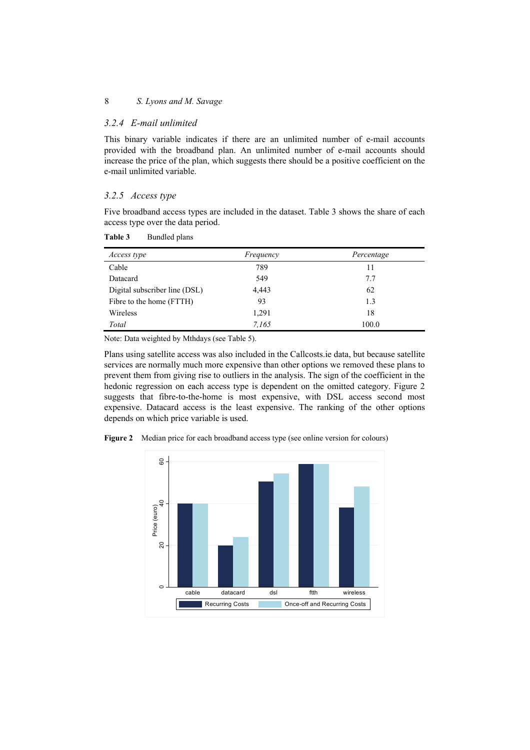### 3.2.4 *E-mail unlimited*

This binary variable indicates if there are an unlimited number of e-mail accounts provided with the broadband plan. An unlimited number of e-mail accounts should increase the price of the plan, which suggests there should be a positive coefficient on the e-mail unlimited variable.

### 3.2.5 *Access type*

Five broadband access types are included in the dataset. Table 3 shows the share of each access type over the data period.

**Table 3** Bundled plans

| *Access type* | *Frequency* | *Percentage* |
|---|---|---|
| Cable | 789 | 11 |
| Datacard | 549 | 7.7 |
| Digital subscriber line (DSL) | 4,443 | 62 |
| Fibre to the home (FTTH) | 93 | 1.3 |
| Wireless | 1,291 | 18 |
| *Total* | *7,165* | 100.0 |

Note: Data weighted by Mthdays (see Table 5).

Plans using satellite access was also included in the Callcosts.ie data, but because satellite services are normally much more expensive than other options we removed these plans to prevent them from giving rise to outliers in the analysis. The sign of the coefficient in the hedonic regression on each access type is dependent on the omitted category. Figure 2 suggests that fibre-to-the-home is most expensive, with DSL access second most expensive. Datacard access is the least expensive. The ranking of the other options depends on which price variable is used.

**Figure 2** Median price for each broadband access type (see online version for colours)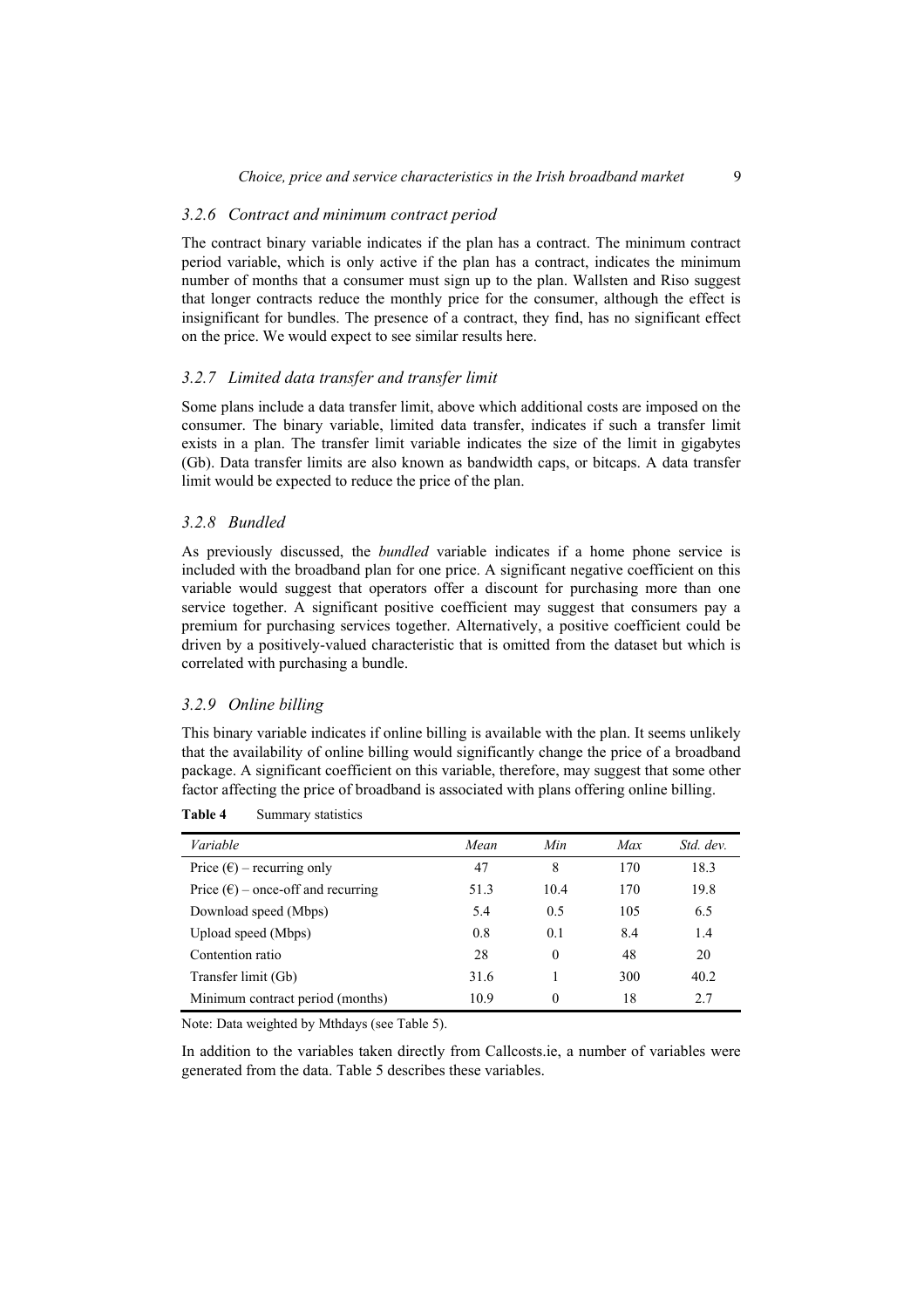### 3.2.6 Contract and minimum contract period

The contract binary variable indicates if the plan has a contract. The minimum contract period variable, which is only active if the plan has a contract, indicates the minimum number of months that a consumer must sign up to the plan. Wallsten and Riso suggest that longer contracts reduce the monthly price for the consumer, although the effect is insignificant for bundles. The presence of a contract, they find, has no significant effect on the price. We would expect to see similar results here.

### 3.2.7 Limited data transfer and transfer limit

Some plans include a data transfer limit, above which additional costs are imposed on the consumer. The binary variable, limited data transfer, indicates if such a transfer limit exists in a plan. The transfer limit variable indicates the size of the limit in gigabytes (Gb). Data transfer limits are also known as bandwidth caps, or bitcaps. A data transfer limit would be expected to reduce the price of the plan.

### 3.2.8 Bundled

As previously discussed, the *bundled* variable indicates if a home phone service is included with the broadband plan for one price. A significant negative coefficient on this variable would suggest that operators offer a discount for purchasing more than one service together. A significant positive coefficient may suggest that consumers pay a premium for purchasing services together. Alternatively, a positive coefficient could be driven by a positively-valued characteristic that is omitted from the dataset but which is correlated with purchasing a bundle.

### 3.2.9 Online billing

This binary variable indicates if online billing is available with the plan. It seems unlikely that the availability of online billing would significantly change the price of a broadband package. A significant coefficient on this variable, therefore, may suggest that some other factor affecting the price of broadband is associated with plans offering online billing.

**Table 4** Summary statistics

| *Variable* | *Mean* | *Min* | *Max* | *Std. dev.* |
|---|---|---|---|---|
| Price (€) – recurring only | 47 | 8 | 170 | 18.3 |
| Price (€) – once-off and recurring | 51.3 | 10.4 | 170 | 19.8 |
| Download speed (Mbps) | 5.4 | 0.5 | 105 | 6.5 |
| Upload speed (Mbps) | 0.8 | 0.1 | 8.4 | 1.4 |
| Contention ratio | 28 | 0 | 48 | 20 |
| Transfer limit (Gb) | 31.6 | 1 | 300 | 40.2 |
| Minimum contract period (months) | 10.9 | 0 | 18 | 2.7 |

Note: Data weighted by Mthdays (see Table 5).

In addition to the variables taken directly from Callcosts.ie, a number of variables were generated from the data. Table 5 describes these variables.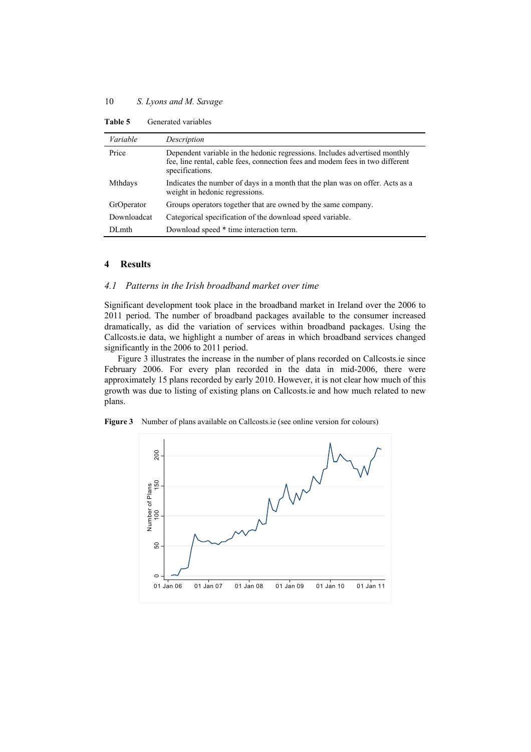**Table 5** Generated variables

| *Variable* | *Description* |
|---|---|
| Price | Dependent variable in the hedonic regressions. Includes advertised monthly fee, line rental, cable fees, connection fees and modem fees in two different specifications. |
| Mthdays | Indicates the number of days in a month that the plan was on offer. Acts as a weight in hedonic regressions. |
| GrOperator | Groups operators together that are owned by the same company. |
| Downloadcat | Categorical specification of the download speed variable. |
| DLmth | Download speed * time interaction term. |

## 4 Results

### 4.1 Patterns in the Irish broadband market over time

Significant development took place in the broadband market in Ireland over the 2006 to 2011 period. The number of broadband packages available to the consumer increased dramatically, as did the variation of services within broadband packages. Using the Callcosts.ie data, we highlight a number of areas in which broadband services changed significantly in the 2006 to 2011 period.

Figure 3 illustrates the increase in the number of plans recorded on Callcosts.ie since February 2006. For every plan recorded in the data in mid-2006, there were approximately 15 plans recorded by early 2010. However, it is not clear how much of this growth was due to listing of existing plans on Callcosts.ie and how much related to new plans.

**Figure 3** Number of plans available on Callcosts.ie (see online version for colours)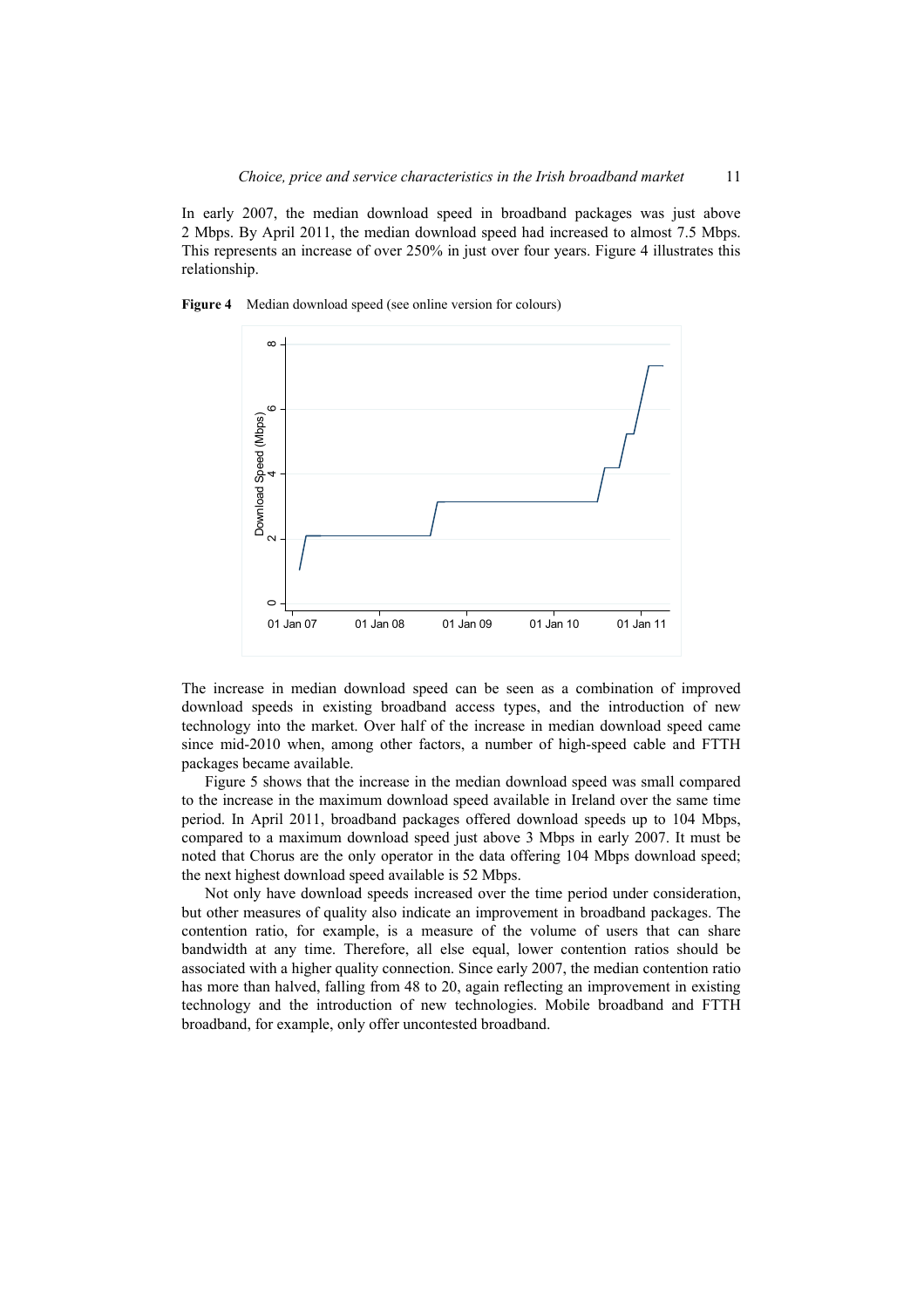In early 2007, the median download speed in broadband packages was just above 2 Mbps. By April 2011, the median download speed had increased to almost 7.5 Mbps. This represents an increase of over 250% in just over four years. Figure 4 illustrates this relationship.

**Figure 4** Median download speed (see online version for colours)

The increase in median download speed can be seen as a combination of improved download speeds in existing broadband access types, and the introduction of new technology into the market. Over half of the increase in median download speed came since mid-2010 when, among other factors, a number of high-speed cable and FTTH packages became available.

Figure 5 shows that the increase in the median download speed was small compared to the increase in the maximum download speed available in Ireland over the same time period. In April 2011, broadband packages offered download speeds up to 104 Mbps, compared to a maximum download speed just above 3 Mbps in early 2007. It must be noted that Chorus are the only operator in the data offering 104 Mbps download speed; the next highest download speed available is 52 Mbps.

Not only have download speeds increased over the time period under consideration, but other measures of quality also indicate an improvement in broadband packages. The contention ratio, for example, is a measure of the volume of users that can share bandwidth at any time. Therefore, all else equal, lower contention ratios should be associated with a higher quality connection. Since early 2007, the median contention ratio has more than halved, falling from 48 to 20, again reflecting an improvement in existing technology and the introduction of new technologies. Mobile broadband and FTTH broadband, for example, only offer uncontested broadband.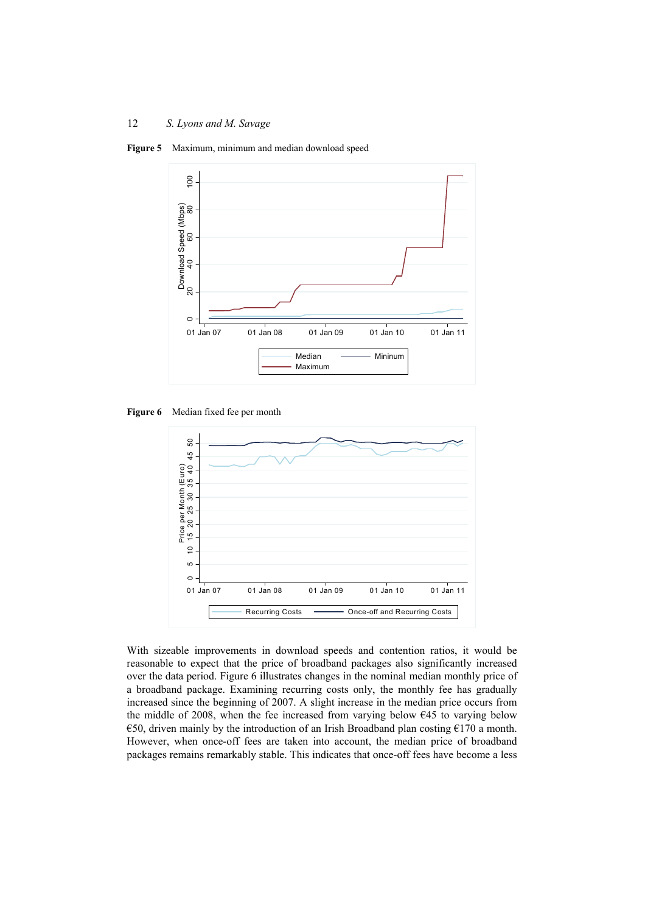**Figure 5** Maximum, minimum and median download speed

**Figure 6** Median fixed fee per month

With sizeable improvements in download speeds and contention ratios, it would be reasonable to expect that the price of broadband packages also significantly increased over the data period. Figure 6 illustrates changes in the nominal median monthly price of a broadband package. Examining recurring costs only, the monthly fee has gradually increased since the beginning of 2007. A slight increase in the median price occurs from the middle of 2008, when the fee increased from varying below €45 to varying below €50, driven mainly by the introduction of an Irish Broadband plan costing €170 a month. However, when once-off fees are taken into account, the median price of broadband packages remains remarkably stable. This indicates that once-off fees have become a less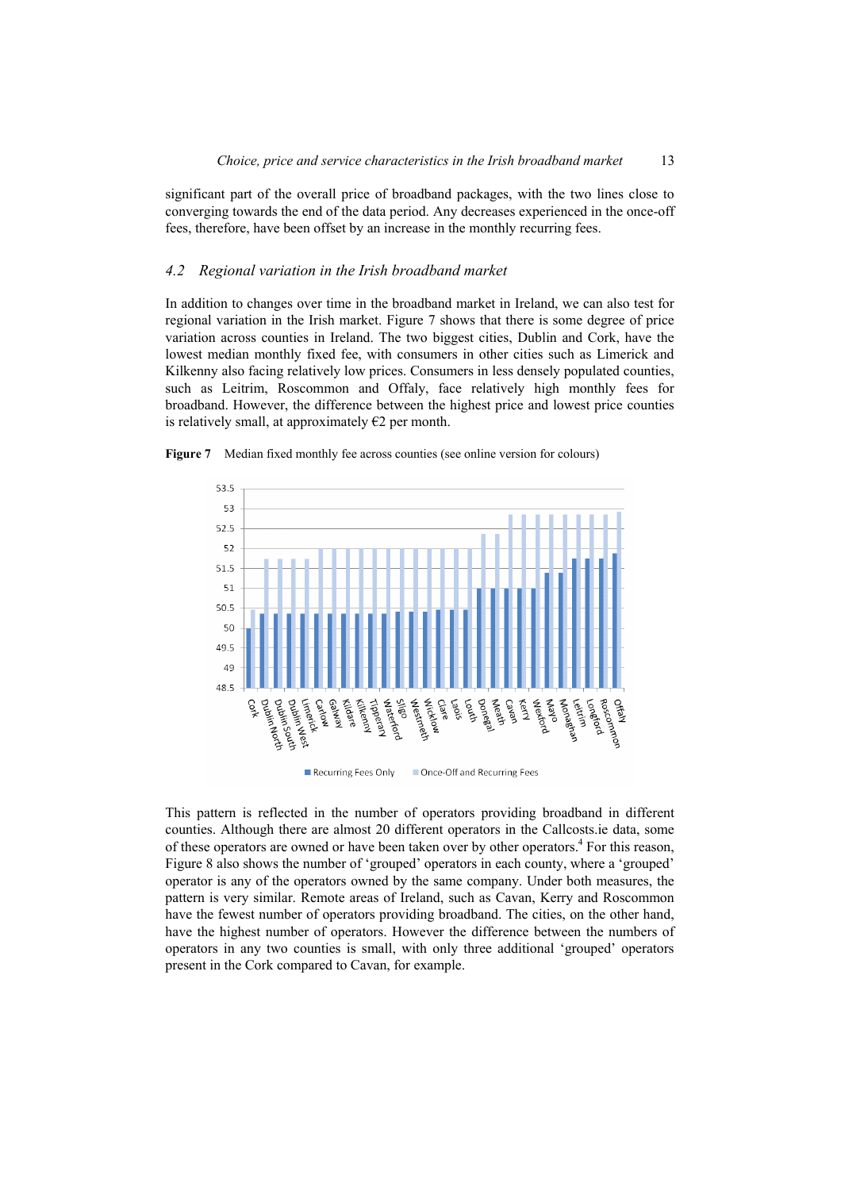significant part of the overall price of broadband packages, with the two lines close to converging towards the end of the data period. Any decreases experienced in the once-off fees, therefore, have been offset by an increase in the monthly recurring fees.

### *4.2 Regional variation in the Irish broadband market*

In addition to changes over time in the broadband market in Ireland, we can also test for regional variation in the Irish market. Figure 7 shows that there is some degree of price variation across counties in Ireland. The two biggest cities, Dublin and Cork, have the lowest median monthly fixed fee, with consumers in other cities such as Limerick and Kilkenny also facing relatively low prices. Consumers in less densely populated counties, such as Leitrim, Roscommon and Offaly, face relatively high monthly fees for broadband. However, the difference between the highest price and lowest price counties is relatively small, at approximately €2 per month.

**Figure 7** Median fixed monthly fee across counties (see online version for colours)

This pattern is reflected in the number of operators providing broadband in different counties. Although there are almost 20 different operators in the Callcosts.ie data, some of these operators are owned or have been taken over by other operators.[4] For this reason, Figure 8 also shows the number of 'grouped' operators in each county, where a 'grouped' operator is any of the operators owned by the same company. Under both measures, the pattern is very similar. Remote areas of Ireland, such as Cavan, Kerry and Roscommon have the fewest number of operators providing broadband. The cities, on the other hand, have the highest number of operators. However the difference between the numbers of operators in any two counties is small, with only three additional 'grouped' operators present in the Cork compared to Cavan, for example.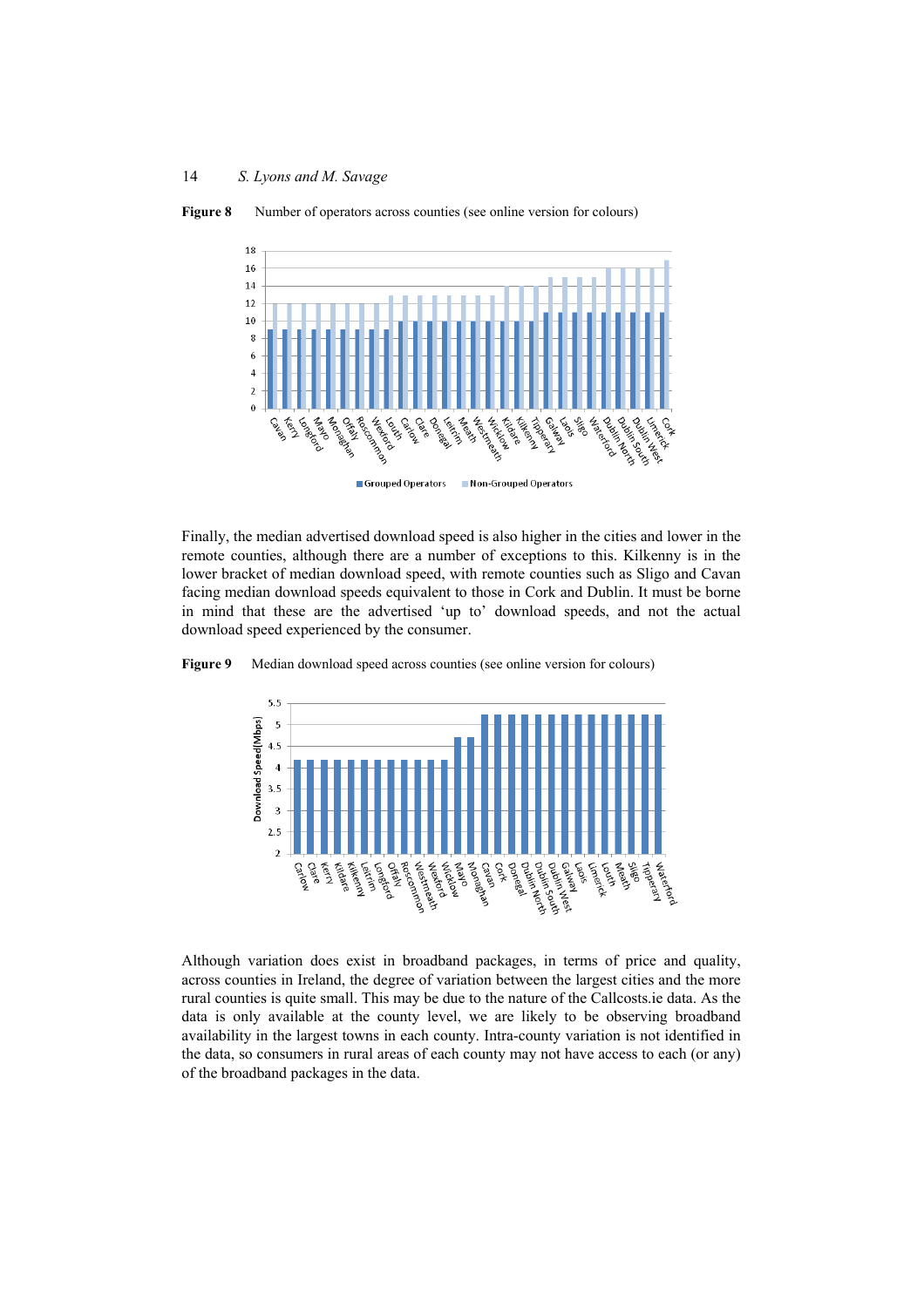**Figure 8** Number of operators across counties (see online version for colours)

**Figure 9** Median download speed across counties (see online version for colours)

Finally, the median advertised download speed is also higher in the cities and lower in the remote counties, although there are a number of exceptions to this. Kilkenny is in the lower bracket of median download speed, with remote counties such as Sligo and Cavan facing median download speeds equivalent to those in Cork and Dublin. It must be borne in mind that these are the advertised 'up to' download speeds, and not the actual download speed experienced by the consumer.

Although variation does exist in broadband packages, in terms of price and quality, across counties in Ireland, the degree of variation between the largest cities and the more rural counties is quite small. This may be due to the nature of the Callcosts.ie data. As the data is only available at the county level, we are likely to be observing broadband availability in the largest towns in each county. Intra-county variation is not identified in the data, so consumers in rural areas of each county may not have access to each (or any) of the broadband packages in the data.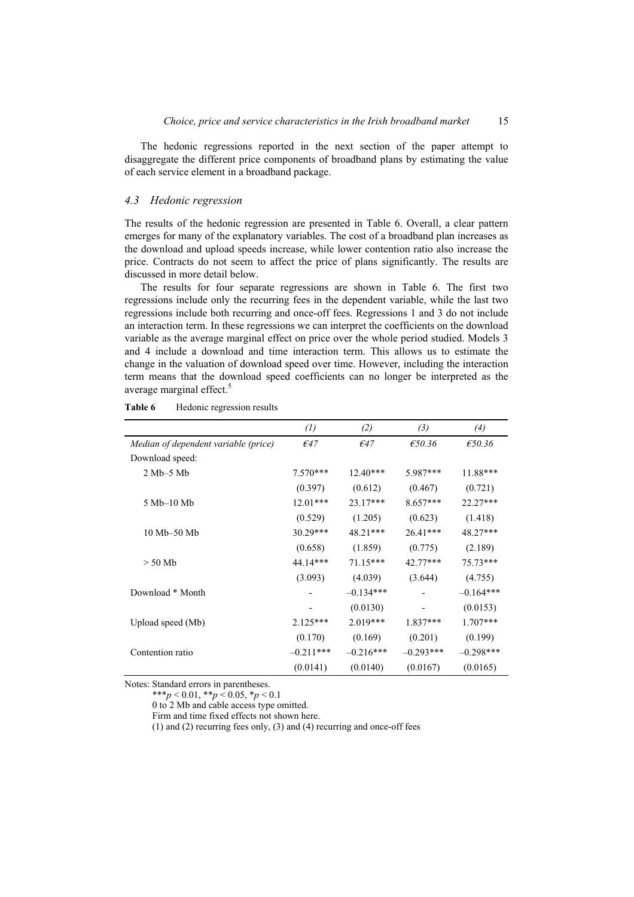The hedonic regressions reported in the next section of the paper attempt to disaggregate the different price components of broadband plans by estimating the value of each service element in a broadband package.

### *4.3 Hedonic regression*

The results of the hedonic regression are presented in Table 6. Overall, a clear pattern emerges for many of the explanatory variables. The cost of a broadband plan increases as the download and upload speeds increase, while lower contention ratio also increase the price. Contracts do not seem to affect the price of plans significantly. The results are discussed in more detail below.

The results for four separate regressions are shown in Table 6. The first two regressions include only the recurring fees in the dependent variable, while the last two regressions include both recurring and once-off fees. Regressions 1 and 3 do not include an interaction term. In these regressions we can interpret the coefficients on the download variable as the average marginal effect on price over the whole period studied. Models 3 and 4 include a download and time interaction term. This allows us to estimate the change in the valuation of download speed over time. However, including the interaction term means that the download speed coefficients can no longer be interpreted as the average marginal effect.[5]

**Table 6** Hedonic regression results

| | *(1)* | *(2)* | *(3)* | *(4)* |
|---|---|---|---|---|
| *Median of dependent variable (price)* | *€47* | *€47* | *€50.36* | *€50.36* |
| Download speed: | | | | |
| 2 Mb–5 Mb | 7.570*** | 12.40*** | 5.987*** | 11.88*** |
| | (0.397) | (0.612) | (0.467) | (0.721) |
| 5 Mb–10 Mb | 12.01*** | 23.17*** | 8.657*** | 22.27*** |
| | (0.529) | (1.205) | (0.623) | (1.418) |
| 10 Mb–50 Mb | 30.29*** | 48.21*** | 26.41*** | 48.27*** |
| | (0.658) | (1.859) | (0.775) | (2.189) |
| > 50 Mb | 44.14*** | 71.15*** | 42.77*** | 75.73*** |
| | (3.093) | (4.039) | (3.644) | (4.755) |
| Download * Month | - | –0.134*** | - | –0.164*** |
| | - | (0.0130) | - | (0.0153) |
| Upload speed (Mb) | 2.125*** | 2.019*** | 1.837*** | 1.707*** |
| | (0.170) | (0.169) | (0.201) | (0.199) |
| Contention ratio | –0.211*** | –0.216*** | –0.293*** | –0.298*** |
| | (0.0141) | (0.0140) | (0.0167) | (0.0165) |

Notes: Standard errors in parentheses.
***$p < 0.01$, **$p < 0.05$, *$p < 0.1$
0 to 2 Mb and cable access type omitted.
Firm and time fixed effects not shown here.
(1) and (2) recurring fees only, (3) and (4) recurring and once-off fees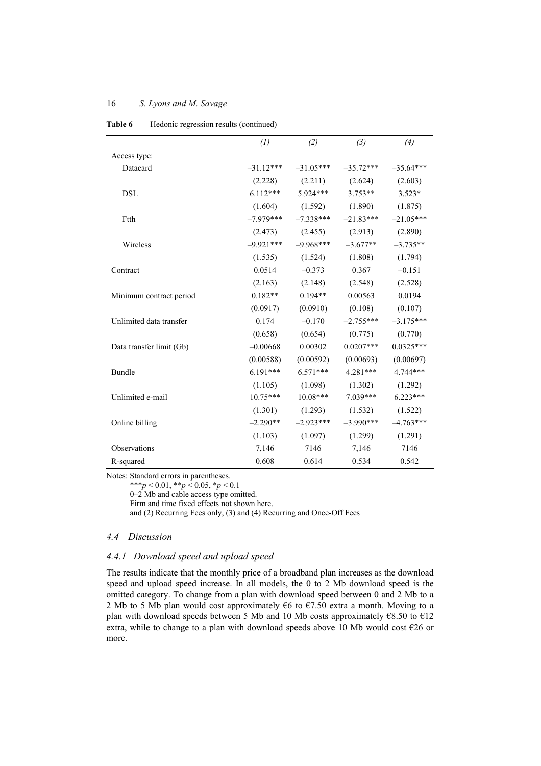**Table 6** Hedonic regression results (continued)

| | *(1)* | *(2)* | *(3)* | *(4)* |
|---|---|---|---|---|
| Access type: | | | | |
| Datacard | –31.12*** | –31.05*** | –35.72*** | –35.64*** |
| | (2.228) | (2.211) | (2.624) | (2.603) |
| DSL | 6.112*** | 5.924*** | 3.753** | 3.523* |
| | (1.604) | (1.592) | (1.890) | (1.875) |
| Ftth | –7.979*** | –7.338*** | –21.83*** | –21.05*** |
| | (2.473) | (2.455) | (2.913) | (2.890) |
| Wireless | –9.921*** | –9.968*** | –3.677** | –3.735** |
| | (1.535) | (1.524) | (1.808) | (1.794) |
| Contract | 0.0514 | –0.373 | 0.367 | –0.151 |
| | (2.163) | (2.148) | (2.548) | (2.528) |
| Minimum contract period | 0.182** | 0.194** | 0.00563 | 0.0194 |
| | (0.0917) | (0.0910) | (0.108) | (0.107) |
| Unlimited data transfer | 0.174 | –0.170 | –2.755*** | –3.175*** |
| | (0.658) | (0.654) | (0.775) | (0.770) |
| Data transfer limit (Gb) | –0.00668 | 0.00302 | 0.0207*** | 0.0325*** |
| | (0.00588) | (0.00592) | (0.00693) | (0.00697) |
| Bundle | 6.191*** | 6.571*** | 4.281*** | 4.744*** |
| | (1.105) | (1.098) | (1.302) | (1.292) |
| Unlimited e-mail | 10.75*** | 10.08*** | 7.039*** | 6.223*** |
| | (1.301) | (1.293) | (1.532) | (1.522) |
| Online billing | –2.290** | –2.923*** | –3.990*** | –4.763*** |
| | (1.103) | (1.097) | (1.299) | (1.291) |
| Observations | 7,146 | 7146 | 7,146 | 7146 |
| R-squared | 0.608 | 0.614 | 0.534 | 0.542 |

Notes: Standard errors in parentheses.
***$p < 0.01$, **$p < 0.05$, *$p < 0.1$
0–2 Mb and cable access type omitted.
Firm and time fixed effects not shown here.
and (2) Recurring Fees only, (3) and (4) Recurring and Once-Off Fees

### *4.4 Discussion*

#### *4.4.1 Download speed and upload speed*

The results indicate that the monthly price of a broadband plan increases as the download speed and upload speed increase. In all models, the 0 to 2 Mb download speed is the omitted category. To change from a plan with download speed between 0 and 2 Mb to a 2 Mb to 5 Mb plan would cost approximately €6 to €7.50 extra a month. Moving to a plan with download speeds between 5 Mb and 10 Mb costs approximately €8.50 to €12 extra, while to change to a plan with download speeds above 10 Mb would cost €26 or more.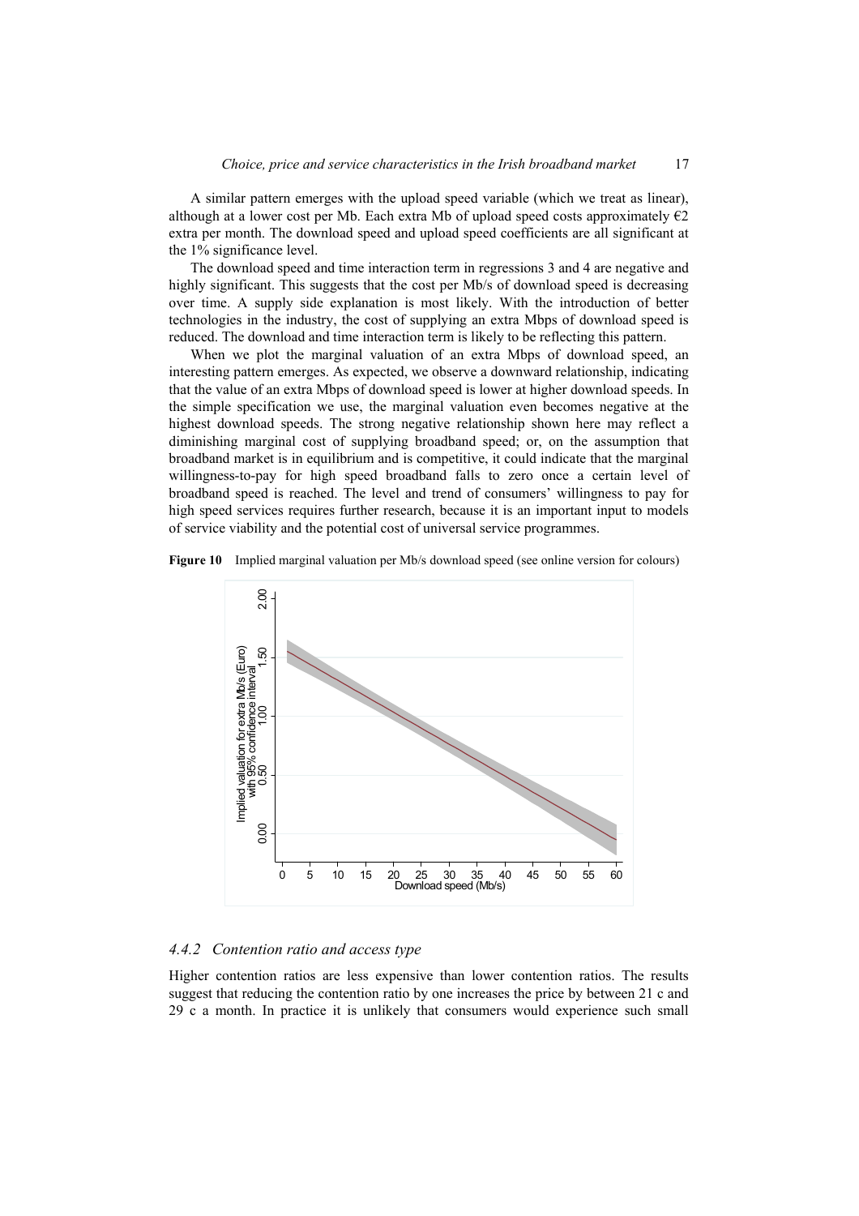A similar pattern emerges with the upload speed variable (which we treat as linear), although at a lower cost per Mb. Each extra Mb of upload speed costs approximately €2 extra per month. The download speed and upload speed coefficients are all significant at the 1% significance level.

The download speed and time interaction term in regressions 3 and 4 are negative and highly significant. This suggests that the cost per Mb/s of download speed is decreasing over time. A supply side explanation is most likely. With the introduction of better technologies in the industry, the cost of supplying an extra Mbps of download speed is reduced. The download and time interaction term is likely to be reflecting this pattern.

When we plot the marginal valuation of an extra Mbps of download speed, an interesting pattern emerges. As expected, we observe a downward relationship, indicating that the value of an extra Mbps of download speed is lower at higher download speeds. In the simple specification we use, the marginal valuation even becomes negative at the highest download speeds. The strong negative relationship shown here may reflect a diminishing marginal cost of supplying broadband speed; or, on the assumption that broadband market is in equilibrium and is competitive, it could indicate that the marginal willingness-to-pay for high speed broadband falls to zero once a certain level of broadband speed is reached. The level and trend of consumers' willingness to pay for high speed services requires further research, because it is an important input to models of service viability and the potential cost of universal service programmes.

**Figure 10** Implied marginal valuation per Mb/s download speed (see online version for colours)

### 4.4.2 Contention ratio and access type

Higher contention ratios are less expensive than lower contention ratios. The results suggest that reducing the contention ratio by one increases the price by between 21 c and 29 c a month. In practice it is unlikely that consumers would experience such small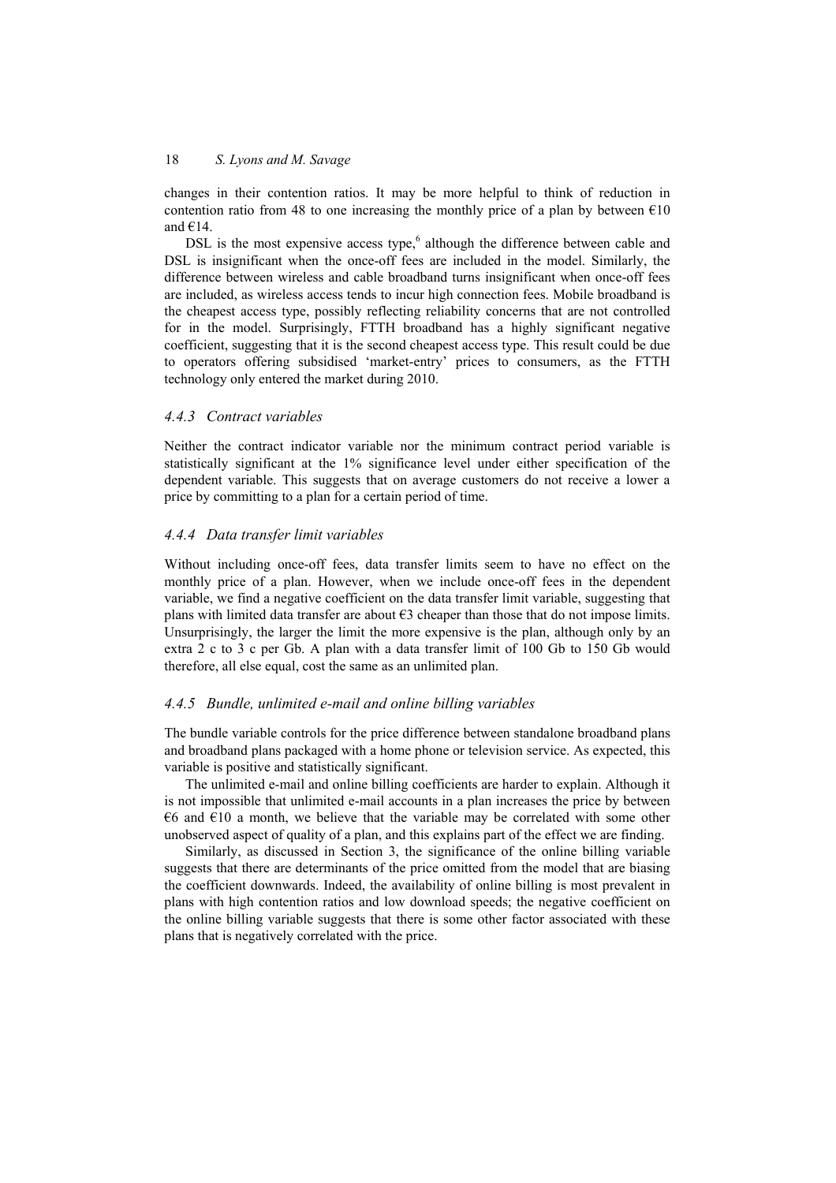changes in their contention ratios. It may be more helpful to think of reduction in contention ratio from 48 to one increasing the monthly price of a plan by between €10 and €14.

DSL is the most expensive access type,[6] although the difference between cable and DSL is insignificant when the once-off fees are included in the model. Similarly, the difference between wireless and cable broadband turns insignificant when once-off fees are included, as wireless access tends to incur high connection fees. Mobile broadband is the cheapest access type, possibly reflecting reliability concerns that are not controlled for in the model. Surprisingly, FTTH broadband has a highly significant negative coefficient, suggesting that it is the second cheapest access type. This result could be due to operators offering subsidised 'market-entry' prices to consumers, as the FTTH technology only entered the market during 2010.

### *4.4.3 Contract variables*

Neither the contract indicator variable nor the minimum contract period variable is statistically significant at the 1% significance level under either specification of the dependent variable. This suggests that on average customers do not receive a lower a price by committing to a plan for a certain period of time.

### *4.4.4 Data transfer limit variables*

Without including once-off fees, data transfer limits seem to have no effect on the monthly price of a plan. However, when we include once-off fees in the dependent variable, we find a negative coefficient on the data transfer limit variable, suggesting that plans with limited data transfer are about €3 cheaper than those that do not impose limits. Unsurprisingly, the larger the limit the more expensive is the plan, although only by an extra 2 c to 3 c per Gb. A plan with a data transfer limit of 100 Gb to 150 Gb would therefore, all else equal, cost the same as an unlimited plan.

### *4.4.5 Bundle, unlimited e-mail and online billing variables*

The bundle variable controls for the price difference between standalone broadband plans and broadband plans packaged with a home phone or television service. As expected, this variable is positive and statistically significant.

The unlimited e-mail and online billing coefficients are harder to explain. Although it is not impossible that unlimited e-mail accounts in a plan increases the price by between €6 and €10 a month, we believe that the variable may be correlated with some other unobserved aspect of quality of a plan, and this explains part of the effect we are finding.

Similarly, as discussed in Section 3, the significance of the online billing variable suggests that there are determinants of the price omitted from the model that are biasing the coefficient downwards. Indeed, the availability of online billing is most prevalent in plans with high contention ratios and low download speeds; the negative coefficient on the online billing variable suggests that there is some other factor associated with these plans that is negatively correlated with the price.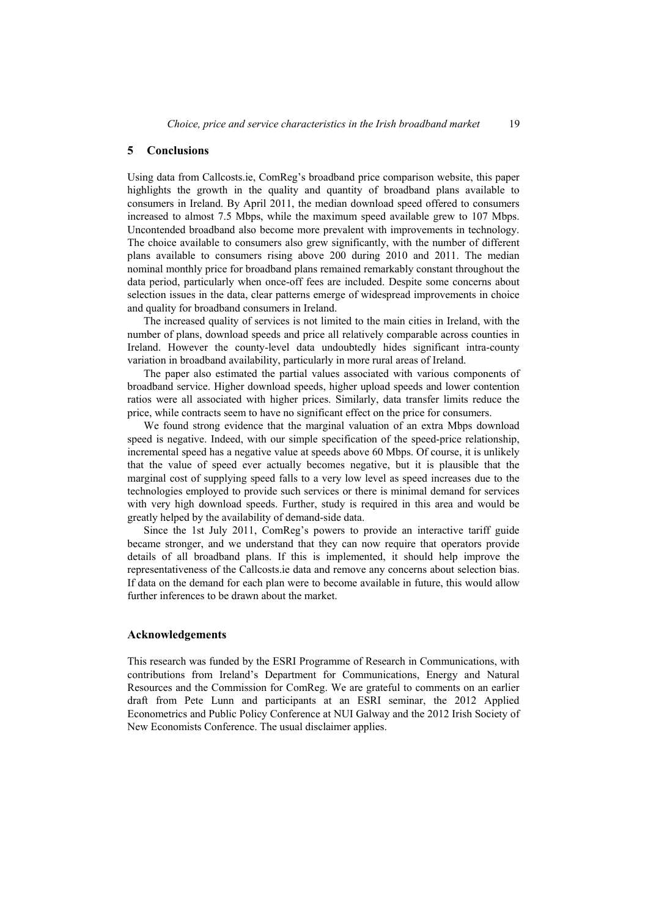## 5 Conclusions

Using data from Callcosts.ie, ComReg's broadband price comparison website, this paper highlights the growth in the quality and quantity of broadband plans available to consumers in Ireland. By April 2011, the median download speed offered to consumers increased to almost 7.5 Mbps, while the maximum speed available grew to 107 Mbps. Uncontended broadband also become more prevalent with improvements in technology. The choice available to consumers also grew significantly, with the number of different plans available to consumers rising above 200 during 2010 and 2011. The median nominal monthly price for broadband plans remained remarkably constant throughout the data period, particularly when once-off fees are included. Despite some concerns about selection issues in the data, clear patterns emerge of widespread improvements in choice and quality for broadband consumers in Ireland.

The increased quality of services is not limited to the main cities in Ireland, with the number of plans, download speeds and price all relatively comparable across counties in Ireland. However the county-level data undoubtedly hides significant intra-county variation in broadband availability, particularly in more rural areas of Ireland.

The paper also estimated the partial values associated with various components of broadband service. Higher download speeds, higher upload speeds and lower contention ratios were all associated with higher prices. Similarly, data transfer limits reduce the price, while contracts seem to have no significant effect on the price for consumers.

We found strong evidence that the marginal valuation of an extra Mbps download speed is negative. Indeed, with our simple specification of the speed-price relationship, incremental speed has a negative value at speeds above 60 Mbps. Of course, it is unlikely that the value of speed ever actually becomes negative, but it is plausible that the marginal cost of supplying speed falls to a very low level as speed increases due to the technologies employed to provide such services or there is minimal demand for services with very high download speeds. Further, study is required in this area and would be greatly helped by the availability of demand-side data.

Since the 1st July 2011, ComReg's powers to provide an interactive tariff guide became stronger, and we understand that they can now require that operators provide details of all broadband plans. If this is implemented, it should help improve the representativeness of the Callcosts.ie data and remove any concerns about selection bias. If data on the demand for each plan were to become available in future, this would allow further inferences to be drawn about the market.

## Acknowledgements

This research was funded by the ESRI Programme of Research in Communications, with contributions from Ireland's Department for Communications, Energy and Natural Resources and the Commission for ComReg. We are grateful to comments on an earlier draft from Pete Lunn and participants at an ESRI seminar, the 2012 Applied Econometrics and Public Policy Conference at NUI Galway and the 2012 Irish Society of New Economists Conference. The usual disclaimer applies.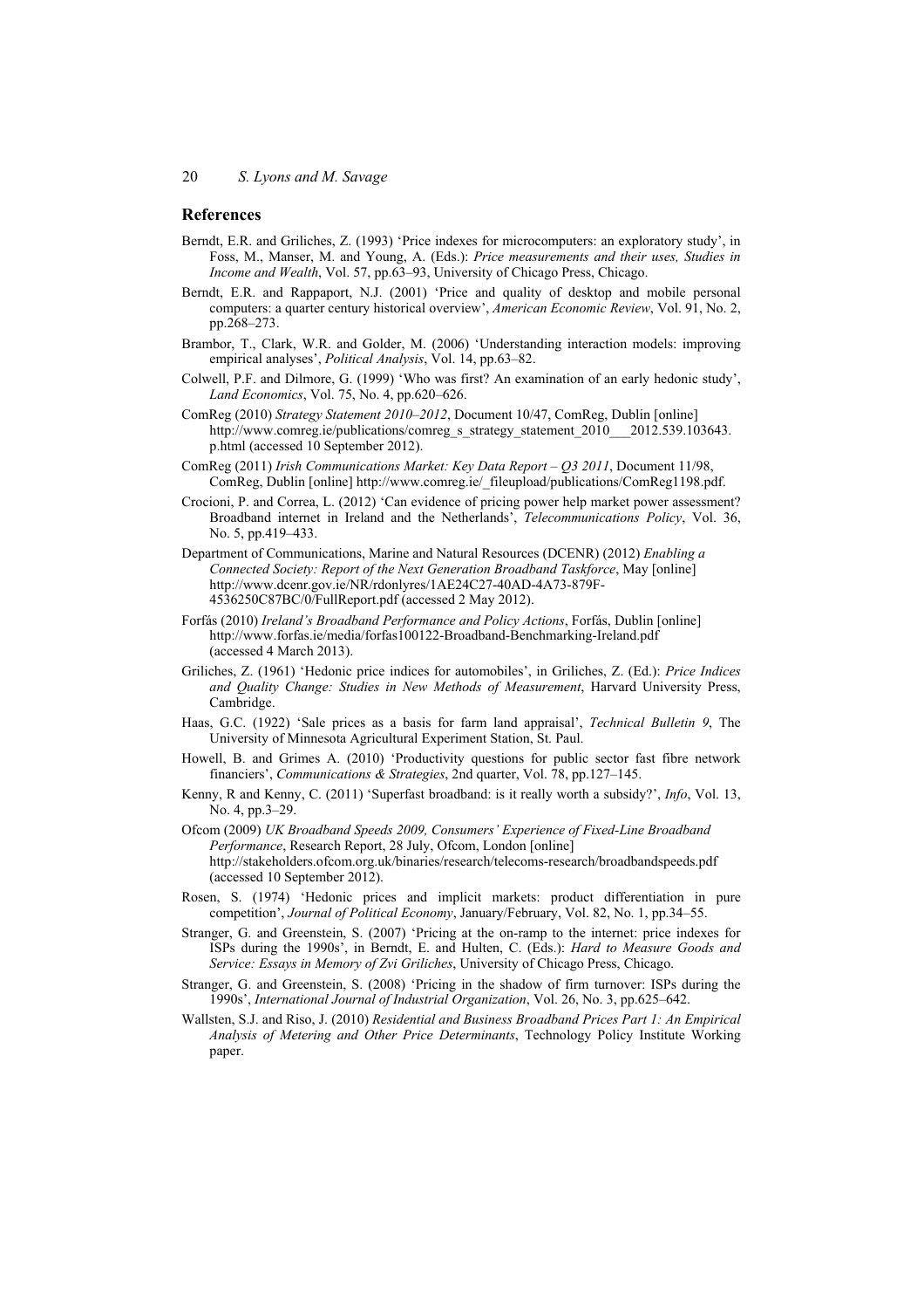## References

Berndt, E.R. and Griliches, Z. (1993) 'Price indexes for microcomputers: an exploratory study', in Foss, M., Manser, M. and Young, A. (Eds.): *Price measurements and their uses, Studies in Income and Wealth*, Vol. 57, pp.63–93, University of Chicago Press, Chicago.

Berndt, E.R. and Rappaport, N.J. (2001) 'Price and quality of desktop and mobile personal computers: a quarter century historical overview', *American Economic Review*, Vol. 91, No. 2, pp.268–273.

Brambor, T., Clark, W.R. and Golder, M. (2006) 'Understanding interaction models: improving empirical analyses', *Political Analysis*, Vol. 14, pp.63–82.

Colwell, P.F. and Dilmore, G. (1999) 'Who was first? An examination of an early hedonic study', *Land Economics*, Vol. 75, No. 4, pp.620–626.

ComReg (2010) *Strategy Statement 2010–2012*, Document 10/47, ComReg, Dublin [online] http://www.comreg.ie/publications/comreg_s_strategy_statement_2010___2012.539.103643.p.html (accessed 10 September 2012).

ComReg (2011) *Irish Communications Market: Key Data Report – Q3 2011*, Document 11/98, ComReg, Dublin [online] http://www.comreg.ie/_fileupload/publications/ComReg1198.pdf.

Crocioni, P. and Correa, L. (2012) 'Can evidence of pricing power help market power assessment? Broadband internet in Ireland and the Netherlands', *Telecommunications Policy*, Vol. 36, No. 5, pp.419–433.

Department of Communications, Marine and Natural Resources (DCENR) (2012) *Enabling a Connected Society: Report of the Next Generation Broadband Taskforce*, May [online] http://www.dcenr.gov.ie/NR/rdonlyres/1AE24C27-40AD-4A73-879F-4536250C87BC/0/FullReport.pdf (accessed 2 May 2012).

Forfás (2010) *Ireland's Broadband Performance and Policy Actions*, Forfás, Dublin [online] http://www.forfas.ie/media/forfas100122-Broadband-Benchmarking-Ireland.pdf (accessed 4 March 2013).

Griliches, Z. (1961) 'Hedonic price indices for automobiles', in Griliches, Z. (Ed.): *Price Indices and Quality Change: Studies in New Methods of Measurement*, Harvard University Press, Cambridge.

Haas, G.C. (1922) 'Sale prices as a basis for farm land appraisal', *Technical Bulletin 9*, The University of Minnesota Agricultural Experiment Station, St. Paul.

Howell, B. and Grimes A. (2010) 'Productivity questions for public sector fast fibre network financiers', *Communications & Strategies*, 2nd quarter, Vol. 78, pp.127–145.

Kenny, R and Kenny, C. (2011) 'Superfast broadband: is it really worth a subsidy?', *Info*, Vol. 13, No. 4, pp.3–29.

Ofcom (2009) *UK Broadband Speeds 2009, Consumers' Experience of Fixed-Line Broadband Performance*, Research Report, 28 July, Ofcom, London [online] http://stakeholders.ofcom.org.uk/binaries/research/telecoms-research/broadbandspeeds.pdf (accessed 10 September 2012).

Rosen, S. (1974) 'Hedonic prices and implicit markets: product differentiation in pure competition', *Journal of Political Economy*, January/February, Vol. 82, No. 1, pp.34–55.

Stranger, G. and Greenstein, S. (2007) 'Pricing at the on-ramp to the internet: price indexes for ISPs during the 1990s', in Berndt, E. and Hulten, C. (Eds.): *Hard to Measure Goods and Service: Essays in Memory of Zvi Griliches*, University of Chicago Press, Chicago.

Stranger, G. and Greenstein, S. (2008) 'Pricing in the shadow of firm turnover: ISPs during the 1990s', *International Journal of Industrial Organization*, Vol. 26, No. 3, pp.625–642.

Wallsten, S.J. and Riso, J. (2010) *Residential and Business Broadband Prices Part 1: An Empirical Analysis of Metering and Other Price Determinants*, Technology Policy Institute Working paper.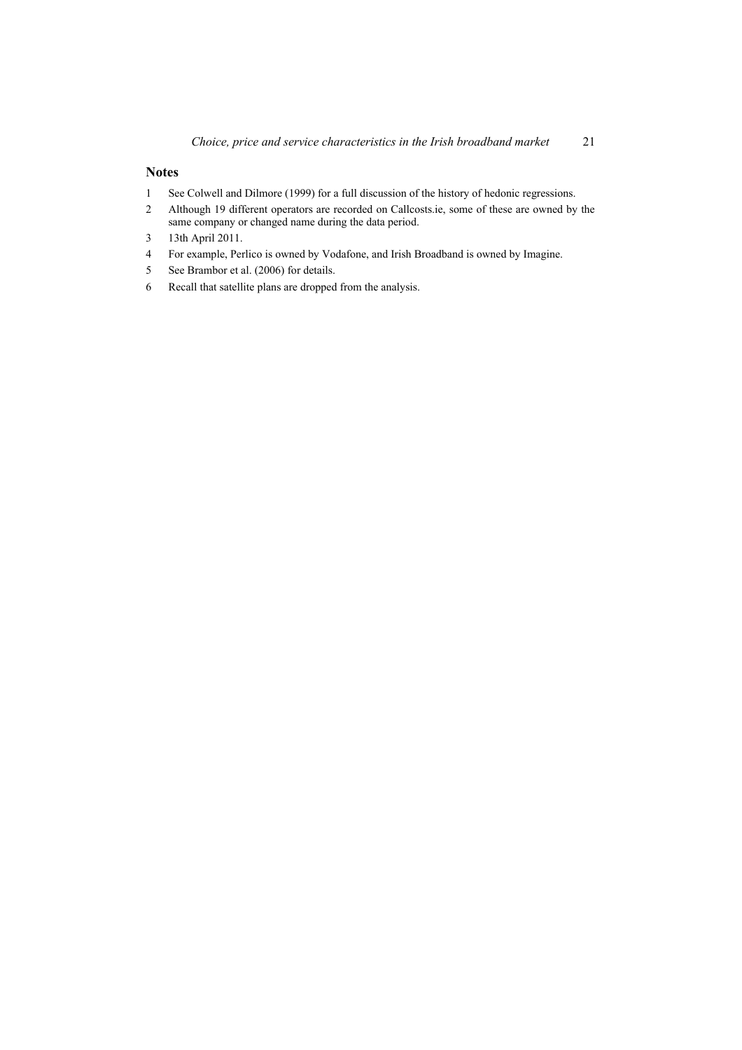## Notes

1. See Colwell and Dilmore (1999) for a full discussion of the history of hedonic regressions.
2. Although 19 different operators are recorded on Callcosts.ie, some of these are owned by the same company or changed name during the data period.
3. 13th April 2011.
4. For example, Perlico is owned by Vodafone, and Irish Broadband is owned by Imagine.
5. See Brambor et al. (2006) for details.
6. Recall that satellite plans are dropped from the analysis.